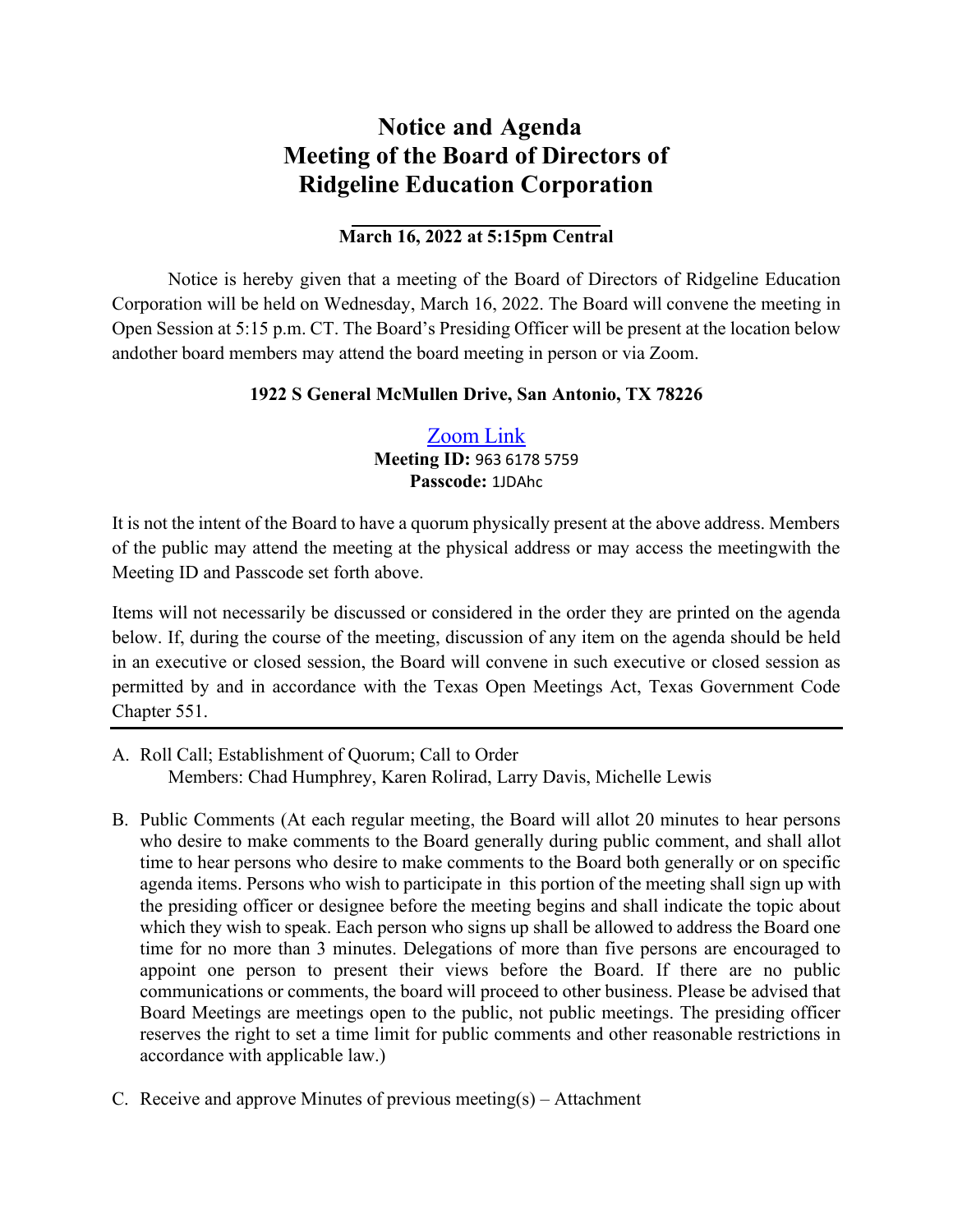# Notice and Agenda
# Meeting of the Board of Directors of
# Ridgeline Education Corporation

**March 16, 2022 at 5:15pm Central**

Notice is hereby given that a meeting of the Board of Directors of Ridgeline Education Corporation will be held on Wednesday, March 16, 2022. The Board will convene the meeting in Open Session at 5:15 p.m. CT. The Board's Presiding Officer will be present at the location below andother board members may attend the board meeting in person or via Zoom.

**1922 S General McMullen Drive, San Antonio, TX 78226**

Zoom Link
**Meeting ID:** 963 6178 5759
**Passcode:** 1JDAhc

It is not the intent of the Board to have a quorum physically present at the above address. Members of the public may attend the meeting at the physical address or may access the meetingwith the Meeting ID and Passcode set forth above.

Items will not necessarily be discussed or considered in the order they are printed on the agenda below. If, during the course of the meeting, discussion of any item on the agenda should be held in an executive or closed session, the Board will convene in such executive or closed session as permitted by and in accordance with the Texas Open Meetings Act, Texas Government Code Chapter 551.

---

A. Roll Call; Establishment of Quorum; Call to Order
   Members: Chad Humphrey, Karen Rolirad, Larry Davis, Michelle Lewis

B. Public Comments (At each regular meeting, the Board will allot 20 minutes to hear persons who desire to make comments to the Board generally during public comment, and shall allot time to hear persons who desire to make comments to the Board both generally or on specific agenda items. Persons who wish to participate in this portion of the meeting shall sign up with the presiding officer or designee before the meeting begins and shall indicate the topic about which they wish to speak. Each person who signs up shall be allowed to address the Board one time for no more than 3 minutes. Delegations of more than five persons are encouraged to appoint one person to present their views before the Board. If there are no public communications or comments, the board will proceed to other business. Please be advised that Board Meetings are meetings open to the public, not public meetings. The presiding officer reserves the right to set a time limit for public comments and other reasonable restrictions in accordance with applicable law.)

C. Receive and approve Minutes of previous meeting(s) – Attachment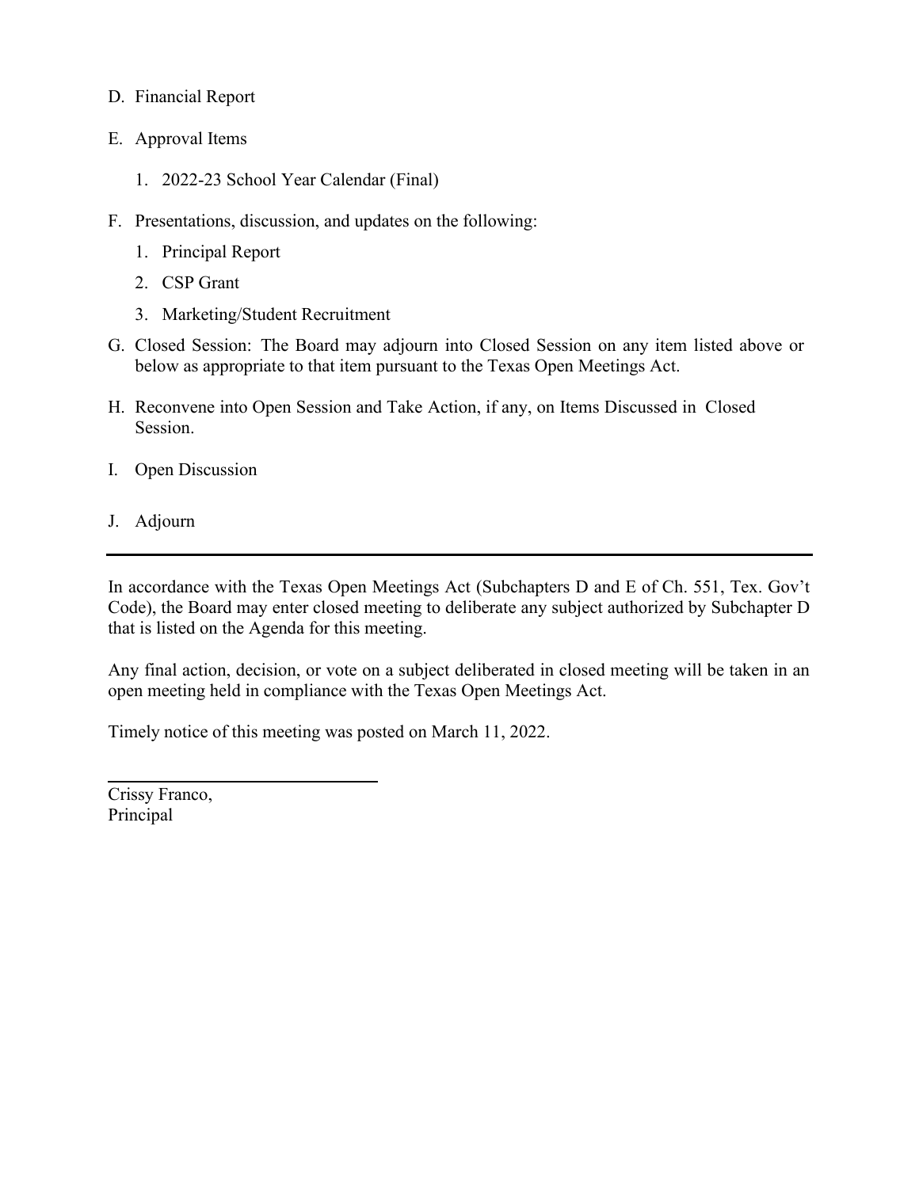D. Financial Report

E. Approval Items

   1. 2022-23 School Year Calendar (Final)

F. Presentations, discussion, and updates on the following:

   1. Principal Report
   2. CSP Grant
   3. Marketing/Student Recruitment

G. Closed Session: The Board may adjourn into Closed Session on any item listed above or below as appropriate to that item pursuant to the Texas Open Meetings Act.

H. Reconvene into Open Session and Take Action, if any, on Items Discussed in Closed Session.

I. Open Discussion

J. Adjourn

---

In accordance with the Texas Open Meetings Act (Subchapters D and E of Ch. 551, Tex. Gov't Code), the Board may enter closed meeting to deliberate any subject authorized by Subchapter D that is listed on the Agenda for this meeting.

Any final action, decision, or vote on a subject deliberated in closed meeting will be taken in an open meeting held in compliance with the Texas Open Meetings Act.

Timely notice of this meeting was posted on March 11, 2022.

\_\_\_\_\_\_\_\_\_\_\_\_\_\_\_\_\_\_\_\_\_\_\_\_\_\_\_\_\_\_

Crissy Franco,
Principal